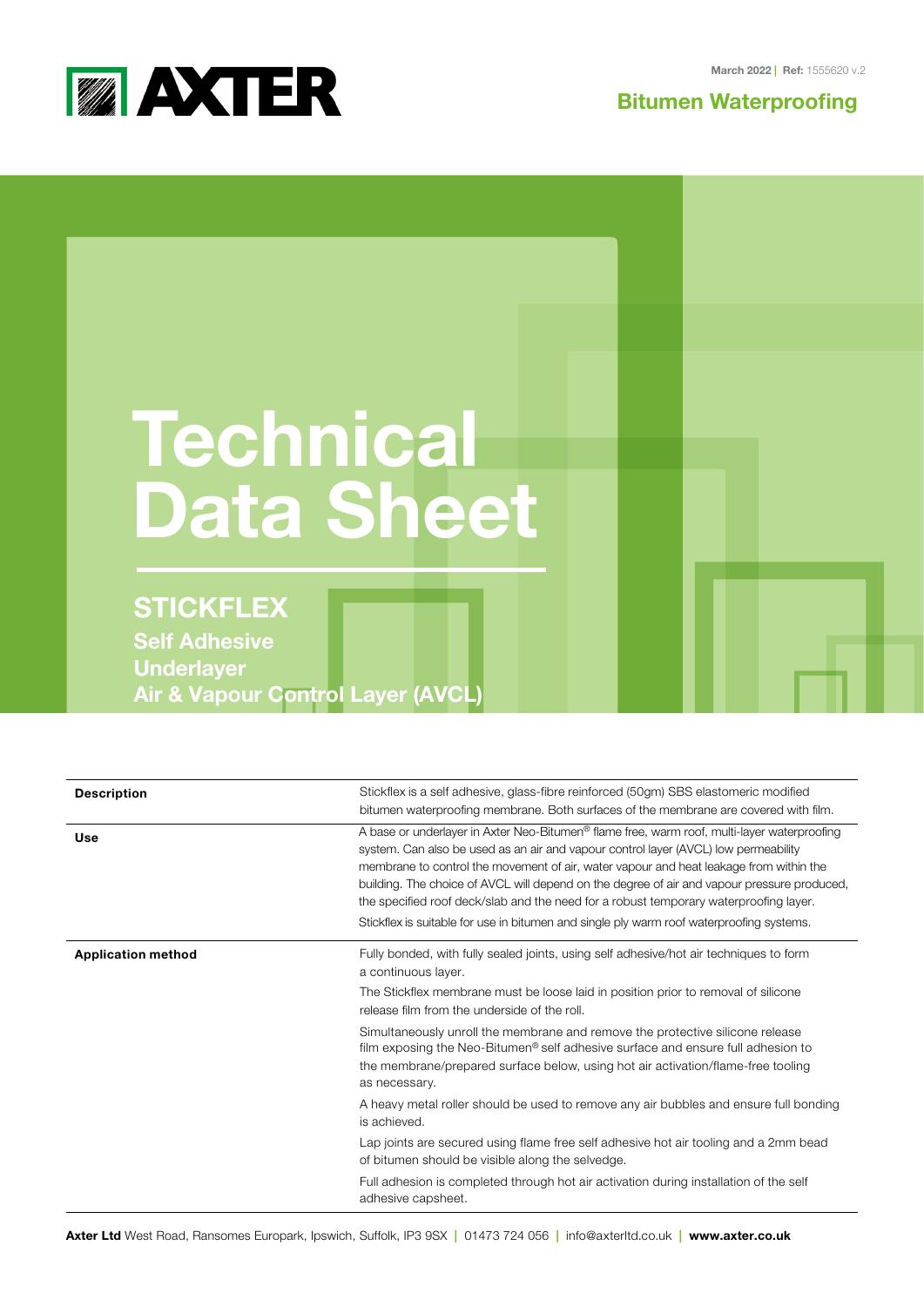AXTER

March 2022 | Ref: 1555620 v.2

Bitumen Waterproofing

# Technical Data Sheet

## STICKFLEX

### Self Adhesive Underlayer Air & Vapour Control Layer (AVCL)

| | |
|---|---|
| **Description** | Stickflex is a self adhesive, glass-fibre reinforced (50gm) SBS elastomeric modified bitumen waterproofing membrane. Both surfaces of the membrane are covered with film. |
| **Use** | A base or underlayer in Axter Neo-Bitumen® flame free, warm roof, multi-layer waterproofing system. Can also be used as an air and vapour control layer (AVCL) low permeability membrane to control the movement of air, water vapour and heat leakage from within the building. The choice of AVCL will depend on the degree of air and vapour pressure produced, the specified roof deck/slab and the need for a robust temporary waterproofing layer.<br>Stickflex is suitable for use in bitumen and single ply warm roof waterproofing systems. |
| **Application method** | Fully bonded, with fully sealed joints, using self adhesive/hot air techniques to form a continuous layer.<br>The Stickflex membrane must be loose laid in position prior to removal of silicone release film from the underside of the roll.<br>Simultaneously unroll the membrane and remove the protective silicone release film exposing the Neo-Bitumen® self adhesive surface and ensure full adhesion to the membrane/prepared surface below, using hot air activation/flame-free tooling as necessary.<br>A heavy metal roller should be used to remove any air bubbles and ensure full bonding is achieved.<br>Lap joints are secured using flame free self adhesive hot air tooling and a 2mm bead of bitumen should be visible along the selvedge.<br>Full adhesion is completed through hot air activation during installation of the self adhesive capsheet. |

**Axter Ltd** West Road, Ransomes Europark, Ipswich, Suffolk, IP3 9SX | 01473 724 056 | info@axterltd.co.uk | **www.axter.co.uk**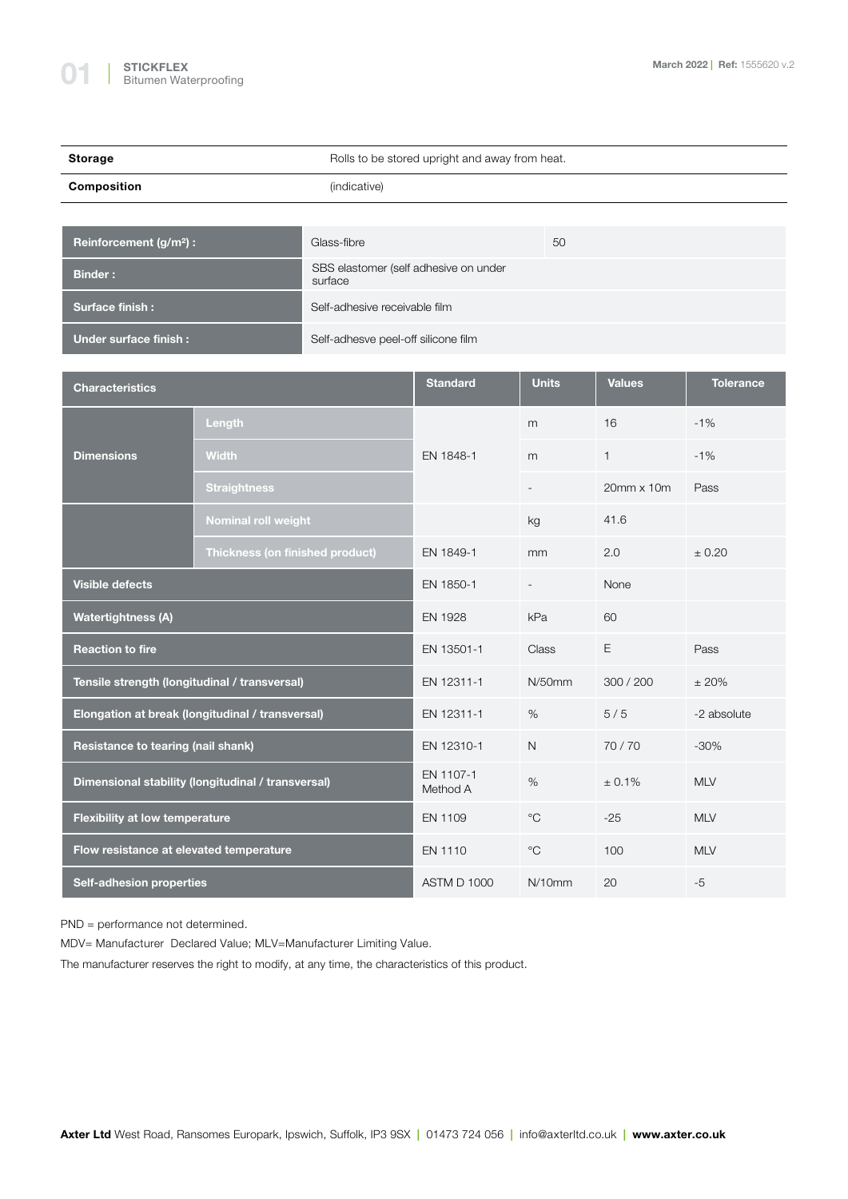| | |
|---|---|
| **Storage** | Rolls to be stored upright and away from heat. |
| **Composition** | (indicative) |

| | | |
|---|---|---|
| **Reinforcement (g/m²) :** | Glass-fibre | 50 |
| **Binder :** | SBS elastomer (self adhesive on under surface | |
| **Surface finish :** | Self-adhesive receivable film | |
| **Under surface finish :** | Self-adhesve peel-off silicone film | |

| Characteristics | | Standard | Units | Values | Tolerance |
|---|---|---|---|---|---|
| Dimensions | Length | EN 1848-1 | m | 16 | -1% |
| | Width | | m | 1 | -1% |
| | Straightness | | - | 20mm x 10m | Pass |
| | Nominal roll weight | | kg | 41.6 | |
| | Thickness (on finished product) | EN 1849-1 | mm | 2.0 | ± 0.20 |
| Visible defects | | EN 1850-1 | - | None | |
| Watertightness (A) | | EN 1928 | kPa | 60 | |
| Reaction to fire | | EN 13501-1 | Class | E | Pass |
| Tensile strength (longitudinal / transversal) | | EN 12311-1 | N/50mm | 300 / 200 | ± 20% |
| Elongation at break (longitudinal / transversal) | | EN 12311-1 | % | 5 / 5 | -2 absolute |
| Resistance to tearing (nail shank) | | EN 12310-1 | N | 70 / 70 | -30% |
| Dimensional stability (longitudinal / transversal) | | EN 1107-1 Method A | % | ± 0.1% | MLV |
| Flexibility at low temperature | | EN 1109 | °C | -25 | MLV |
| Flow resistance at elevated temperature | | EN 1110 | °C | 100 | MLV |
| Self-adhesion properties | | ASTM D 1000 | N/10mm | 20 | -5 |

PND = performance not determined.

MDV= Manufacturer Declared Value; MLV=Manufacturer Limiting Value.

The manufacturer reserves the right to modify, at any time, the characteristics of this product.